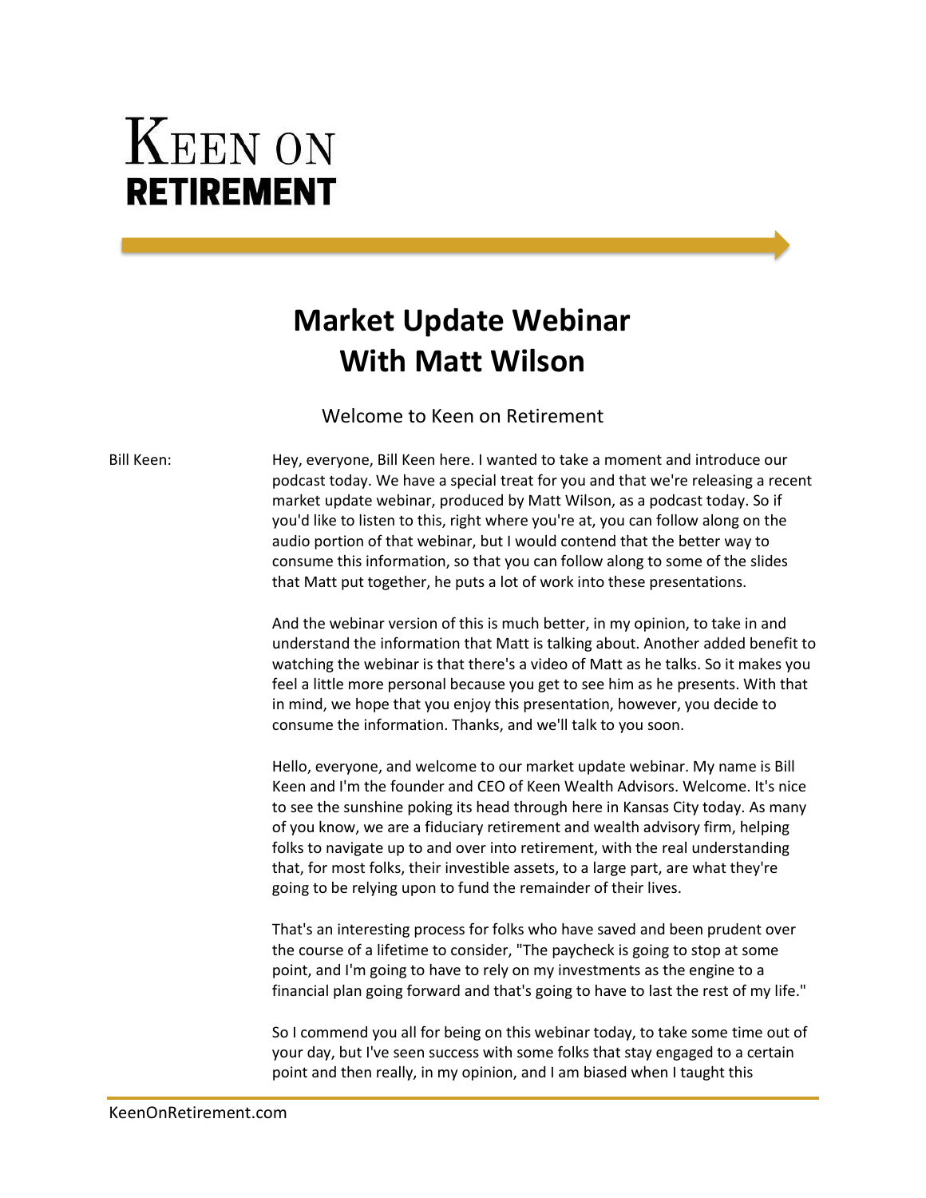# Keen on Retirement

## Market Update Webinar With Matt Wilson

Welcome to Keen on Retirement

**Bill Keen:** Hey, everyone, Bill Keen here. I wanted to take a moment and introduce our podcast today. We have a special treat for you and that we're releasing a recent market update webinar, produced by Matt Wilson, as a podcast today. So if you'd like to listen to this, right where you're at, you can follow along on the audio portion of that webinar, but I would contend that the better way to consume this information, so that you can follow along to some of the slides that Matt put together, he puts a lot of work into these presentations.

And the webinar version of this is much better, in my opinion, to take in and understand the information that Matt is talking about. Another added benefit to watching the webinar is that there's a video of Matt as he talks. So it makes you feel a little more personal because you get to see him as he presents. With that in mind, we hope that you enjoy this presentation, however, you decide to consume the information. Thanks, and we'll talk to you soon.

Hello, everyone, and welcome to our market update webinar. My name is Bill Keen and I'm the founder and CEO of Keen Wealth Advisors. Welcome. It's nice to see the sunshine poking its head through here in Kansas City today. As many of you know, we are a fiduciary retirement and wealth advisory firm, helping folks to navigate up to and over into retirement, with the real understanding that, for most folks, their investible assets, to a large part, are what they're going to be relying upon to fund the remainder of their lives.

That's an interesting process for folks who have saved and been prudent over the course of a lifetime to consider, "The paycheck is going to stop at some point, and I'm going to have to rely on my investments as the engine to a financial plan going forward and that's going to have to last the rest of my life."

So I commend you all for being on this webinar today, to take some time out of your day, but I've seen success with some folks that stay engaged to a certain point and then really, in my opinion, and I am biased when I taught this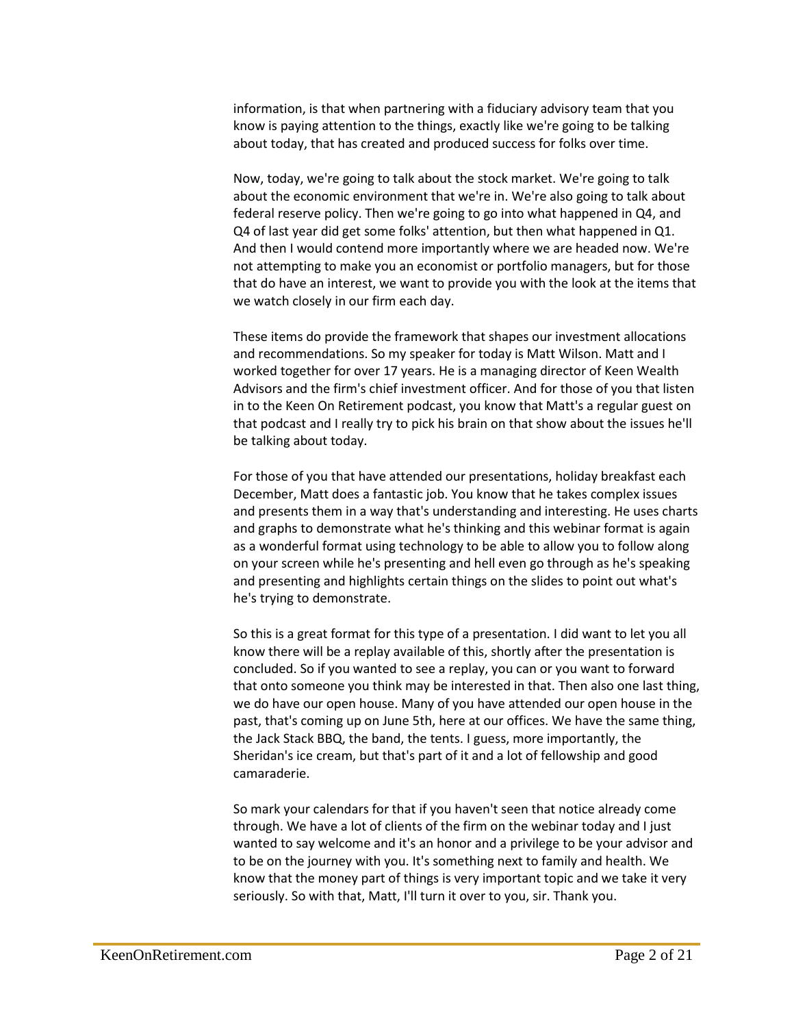information, is that when partnering with a fiduciary advisory team that you know is paying attention to the things, exactly like we're going to be talking about today, that has created and produced success for folks over time.

Now, today, we're going to talk about the stock market. We're going to talk about the economic environment that we're in. We're also going to talk about federal reserve policy. Then we're going to go into what happened in Q4, and Q4 of last year did get some folks' attention, but then what happened in Q1. And then I would contend more importantly where we are headed now. We're not attempting to make you an economist or portfolio managers, but for those that do have an interest, we want to provide you with the look at the items that we watch closely in our firm each day.

These items do provide the framework that shapes our investment allocations and recommendations. So my speaker for today is Matt Wilson. Matt and I worked together for over 17 years. He is a managing director of Keen Wealth Advisors and the firm's chief investment officer. And for those of you that listen in to the Keen On Retirement podcast, you know that Matt's a regular guest on that podcast and I really try to pick his brain on that show about the issues he'll be talking about today.

For those of you that have attended our presentations, holiday breakfast each December, Matt does a fantastic job. You know that he takes complex issues and presents them in a way that's understanding and interesting. He uses charts and graphs to demonstrate what he's thinking and this webinar format is again as a wonderful format using technology to be able to allow you to follow along on your screen while he's presenting and hell even go through as he's speaking and presenting and highlights certain things on the slides to point out what's he's trying to demonstrate.

So this is a great format for this type of a presentation. I did want to let you all know there will be a replay available of this, shortly after the presentation is concluded. So if you wanted to see a replay, you can or you want to forward that onto someone you think may be interested in that. Then also one last thing, we do have our open house. Many of you have attended our open house in the past, that's coming up on June 5th, here at our offices. We have the same thing, the Jack Stack BBQ, the band, the tents. I guess, more importantly, the Sheridan's ice cream, but that's part of it and a lot of fellowship and good camaraderie.

So mark your calendars for that if you haven't seen that notice already come through. We have a lot of clients of the firm on the webinar today and I just wanted to say welcome and it's an honor and a privilege to be your advisor and to be on the journey with you. It's something next to family and health. We know that the money part of things is very important topic and we take it very seriously. So with that, Matt, I'll turn it over to you, sir. Thank you.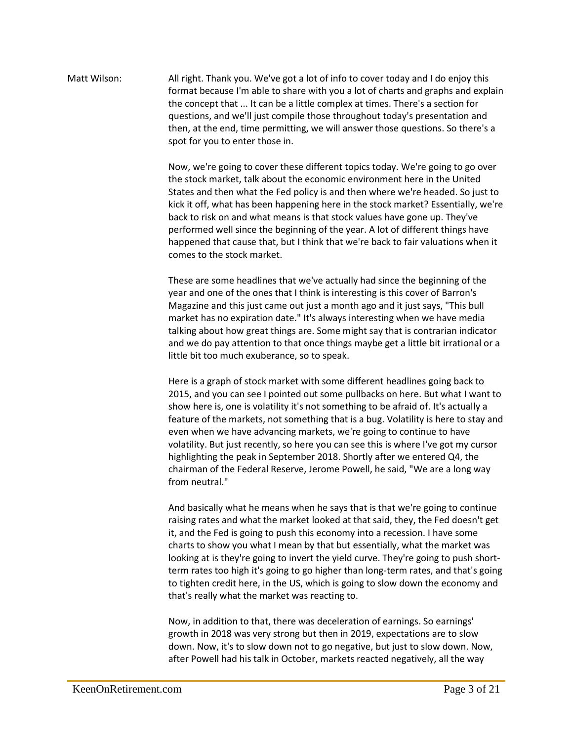Matt Wilson: All right. Thank you. We've got a lot of info to cover today and I do enjoy this format because I'm able to share with you a lot of charts and graphs and explain the concept that ... It can be a little complex at times. There's a section for questions, and we'll just compile those throughout today's presentation and then, at the end, time permitting, we will answer those questions. So there's a spot for you to enter those in.

Now, we're going to cover these different topics today. We're going to go over the stock market, talk about the economic environment here in the United States and then what the Fed policy is and then where we're headed. So just to kick it off, what has been happening here in the stock market? Essentially, we're back to risk on and what means is that stock values have gone up. They've performed well since the beginning of the year. A lot of different things have happened that cause that, but I think that we're back to fair valuations when it comes to the stock market.

These are some headlines that we've actually had since the beginning of the year and one of the ones that I think is interesting is this cover of Barron's Magazine and this just came out just a month ago and it just says, "This bull market has no expiration date." It's always interesting when we have media talking about how great things are. Some might say that is contrarian indicator and we do pay attention to that once things maybe get a little bit irrational or a little bit too much exuberance, so to speak.

Here is a graph of stock market with some different headlines going back to 2015, and you can see I pointed out some pullbacks on here. But what I want to show here is, one is volatility it's not something to be afraid of. It's actually a feature of the markets, not something that is a bug. Volatility is here to stay and even when we have advancing markets, we're going to continue to have volatility. But just recently, so here you can see this is where I've got my cursor highlighting the peak in September 2018. Shortly after we entered Q4, the chairman of the Federal Reserve, Jerome Powell, he said, "We are a long way from neutral."

And basically what he means when he says that is that we're going to continue raising rates and what the market looked at that said, they, the Fed doesn't get it, and the Fed is going to push this economy into a recession. I have some charts to show you what I mean by that but essentially, what the market was looking at is they're going to invert the yield curve. They're going to push short-term rates too high it's going to go higher than long-term rates, and that's going to tighten credit here, in the US, which is going to slow down the economy and that's really what the market was reacting to.

Now, in addition to that, there was deceleration of earnings. So earnings' growth in 2018 was very strong but then in 2019, expectations are to slow down. Now, it's to slow down not to go negative, but just to slow down. Now, after Powell had his talk in October, markets reacted negatively, all the way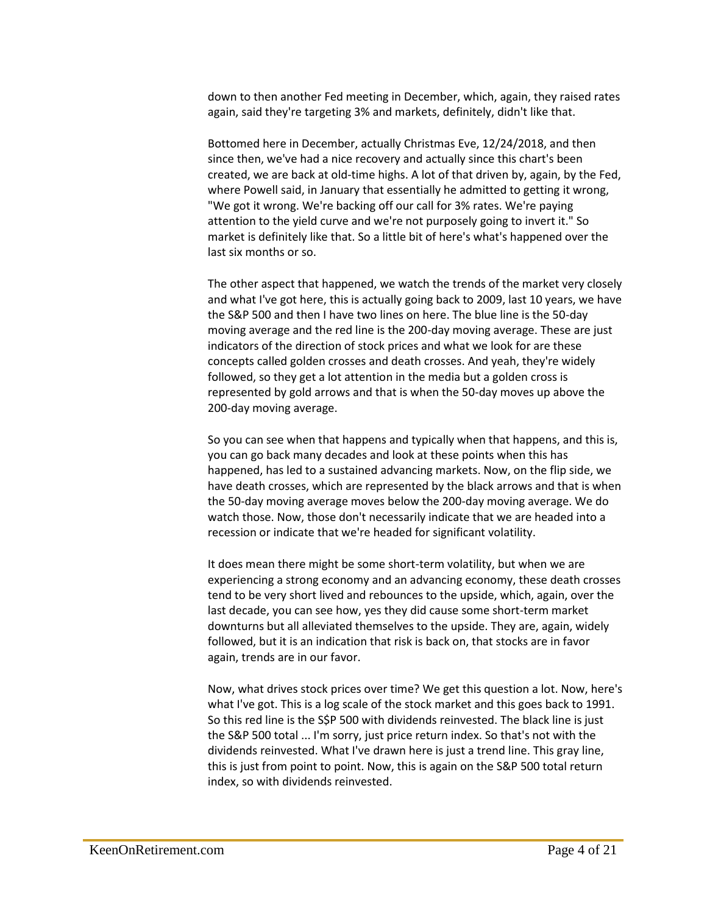down to then another Fed meeting in December, which, again, they raised rates again, said they're targeting 3% and markets, definitely, didn't like that.

Bottomed here in December, actually Christmas Eve, 12/24/2018, and then since then, we've had a nice recovery and actually since this chart's been created, we are back at old-time highs. A lot of that driven by, again, by the Fed, where Powell said, in January that essentially he admitted to getting it wrong, "We got it wrong. We're backing off our call for 3% rates. We're paying attention to the yield curve and we're not purposely going to invert it." So market is definitely like that. So a little bit of here's what's happened over the last six months or so.

The other aspect that happened, we watch the trends of the market very closely and what I've got here, this is actually going back to 2009, last 10 years, we have the S&P 500 and then I have two lines on here. The blue line is the 50-day moving average and the red line is the 200-day moving average. These are just indicators of the direction of stock prices and what we look for are these concepts called golden crosses and death crosses. And yeah, they're widely followed, so they get a lot attention in the media but a golden cross is represented by gold arrows and that is when the 50-day moves up above the 200-day moving average.

So you can see when that happens and typically when that happens, and this is, you can go back many decades and look at these points when this has happened, has led to a sustained advancing markets. Now, on the flip side, we have death crosses, which are represented by the black arrows and that is when the 50-day moving average moves below the 200-day moving average. We do watch those. Now, those don't necessarily indicate that we are headed into a recession or indicate that we're headed for significant volatility.

It does mean there might be some short-term volatility, but when we are experiencing a strong economy and an advancing economy, these death crosses tend to be very short lived and rebounces to the upside, which, again, over the last decade, you can see how, yes they did cause some short-term market downturns but all alleviated themselves to the upside. They are, again, widely followed, but it is an indication that risk is back on, that stocks are in favor again, trends are in our favor.

Now, what drives stock prices over time? We get this question a lot. Now, here's what I've got. This is a log scale of the stock market and this goes back to 1991. So this red line is the S$P 500 with dividends reinvested. The black line is just the S&P 500 total ... I'm sorry, just price return index. So that's not with the dividends reinvested. What I've drawn here is just a trend line. This gray line, this is just from point to point. Now, this is again on the S&P 500 total return index, so with dividends reinvested.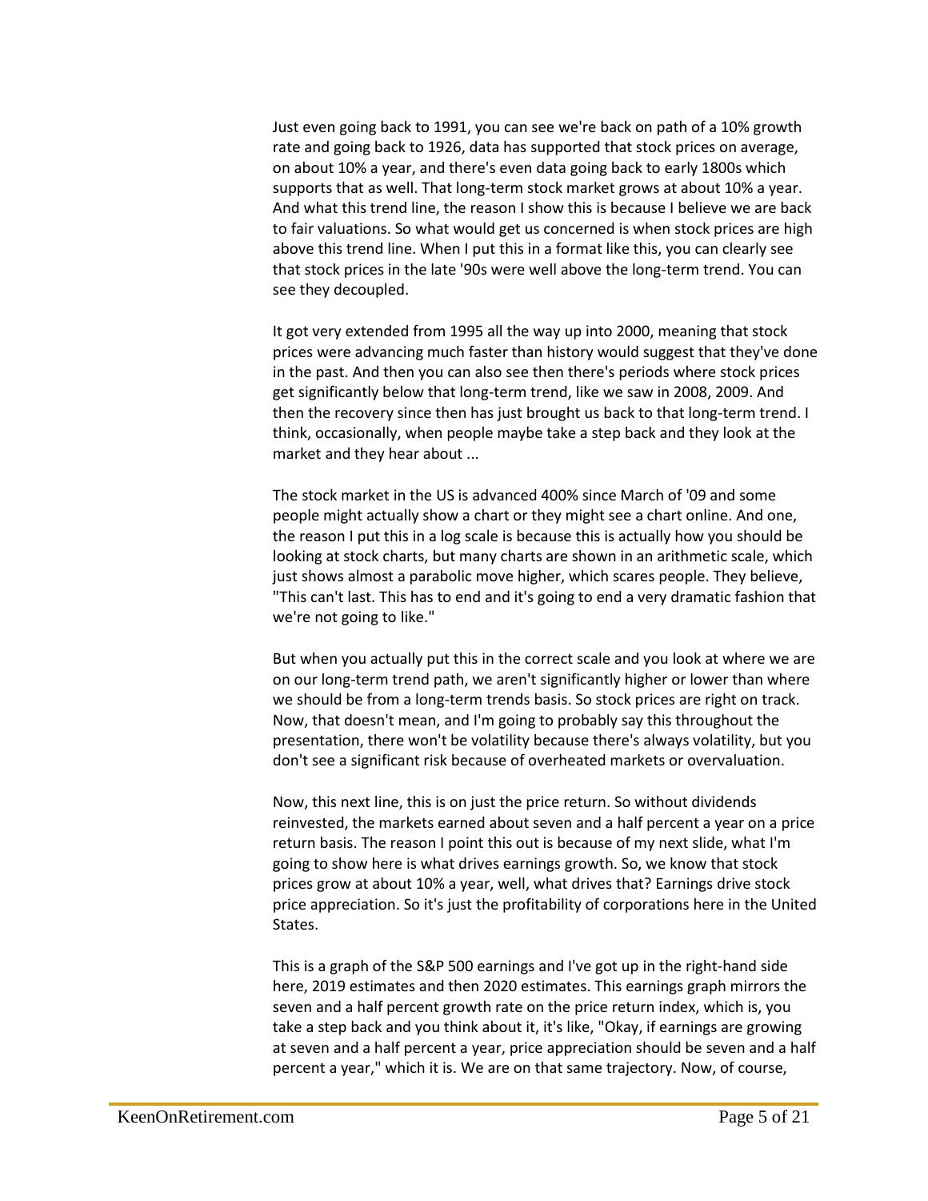Just even going back to 1991, you can see we're back on path of a 10% growth rate and going back to 1926, data has supported that stock prices on average, on about 10% a year, and there's even data going back to early 1800s which supports that as well. That long-term stock market grows at about 10% a year. And what this trend line, the reason I show this is because I believe we are back to fair valuations. So what would get us concerned is when stock prices are high above this trend line. When I put this in a format like this, you can clearly see that stock prices in the late '90s were well above the long-term trend. You can see they decoupled.

It got very extended from 1995 all the way up into 2000, meaning that stock prices were advancing much faster than history would suggest that they've done in the past. And then you can also see then there's periods where stock prices get significantly below that long-term trend, like we saw in 2008, 2009. And then the recovery since then has just brought us back to that long-term trend. I think, occasionally, when people maybe take a step back and they look at the market and they hear about ...

The stock market in the US is advanced 400% since March of '09 and some people might actually show a chart or they might see a chart online. And one, the reason I put this in a log scale is because this is actually how you should be looking at stock charts, but many charts are shown in an arithmetic scale, which just shows almost a parabolic move higher, which scares people. They believe, "This can't last. This has to end and it's going to end a very dramatic fashion that we're not going to like."

But when you actually put this in the correct scale and you look at where we are on our long-term trend path, we aren't significantly higher or lower than where we should be from a long-term trends basis. So stock prices are right on track. Now, that doesn't mean, and I'm going to probably say this throughout the presentation, there won't be volatility because there's always volatility, but you don't see a significant risk because of overheated markets or overvaluation.

Now, this next line, this is on just the price return. So without dividends reinvested, the markets earned about seven and a half percent a year on a price return basis. The reason I point this out is because of my next slide, what I'm going to show here is what drives earnings growth. So, we know that stock prices grow at about 10% a year, well, what drives that? Earnings drive stock price appreciation. So it's just the profitability of corporations here in the United States.

This is a graph of the S&P 500 earnings and I've got up in the right-hand side here, 2019 estimates and then 2020 estimates. This earnings graph mirrors the seven and a half percent growth rate on the price return index, which is, you take a step back and you think about it, it's like, "Okay, if earnings are growing at seven and a half percent a year, price appreciation should be seven and a half percent a year," which it is. We are on that same trajectory. Now, of course,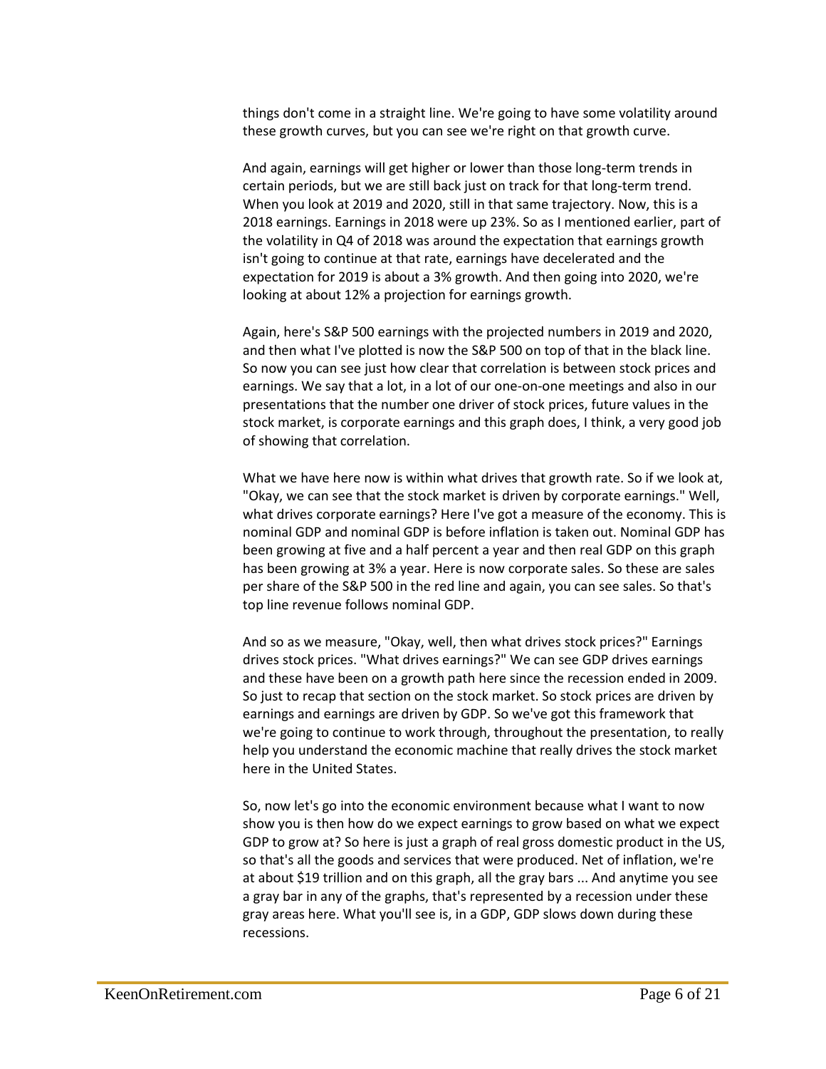things don't come in a straight line. We're going to have some volatility around these growth curves, but you can see we're right on that growth curve.

And again, earnings will get higher or lower than those long-term trends in certain periods, but we are still back just on track for that long-term trend. When you look at 2019 and 2020, still in that same trajectory. Now, this is a 2018 earnings. Earnings in 2018 were up 23%. So as I mentioned earlier, part of the volatility in Q4 of 2018 was around the expectation that earnings growth isn't going to continue at that rate, earnings have decelerated and the expectation for 2019 is about a 3% growth. And then going into 2020, we're looking at about 12% a projection for earnings growth.

Again, here's S&P 500 earnings with the projected numbers in 2019 and 2020, and then what I've plotted is now the S&P 500 on top of that in the black line. So now you can see just how clear that correlation is between stock prices and earnings. We say that a lot, in a lot of our one-on-one meetings and also in our presentations that the number one driver of stock prices, future values in the stock market, is corporate earnings and this graph does, I think, a very good job of showing that correlation.

What we have here now is within what drives that growth rate. So if we look at, "Okay, we can see that the stock market is driven by corporate earnings." Well, what drives corporate earnings? Here I've got a measure of the economy. This is nominal GDP and nominal GDP is before inflation is taken out. Nominal GDP has been growing at five and a half percent a year and then real GDP on this graph has been growing at 3% a year. Here is now corporate sales. So these are sales per share of the S&P 500 in the red line and again, you can see sales. So that's top line revenue follows nominal GDP.

And so as we measure, "Okay, well, then what drives stock prices?" Earnings drives stock prices. "What drives earnings?" We can see GDP drives earnings and these have been on a growth path here since the recession ended in 2009. So just to recap that section on the stock market. So stock prices are driven by earnings and earnings are driven by GDP. So we've got this framework that we're going to continue to work through, throughout the presentation, to really help you understand the economic machine that really drives the stock market here in the United States.

So, now let's go into the economic environment because what I want to now show you is then how do we expect earnings to grow based on what we expect GDP to grow at? So here is just a graph of real gross domestic product in the US, so that's all the goods and services that were produced. Net of inflation, we're at about $19 trillion and on this graph, all the gray bars ... And anytime you see a gray bar in any of the graphs, that's represented by a recession under these gray areas here. What you'll see is, in a GDP, GDP slows down during these recessions.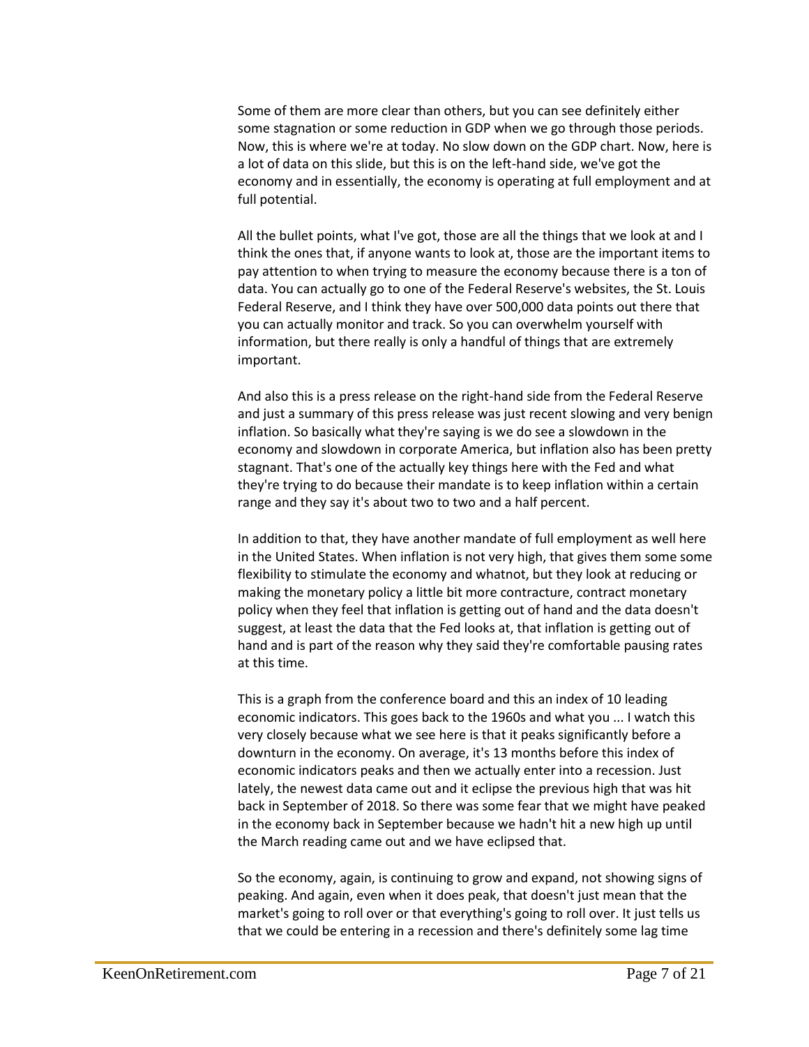Some of them are more clear than others, but you can see definitely either some stagnation or some reduction in GDP when we go through those periods. Now, this is where we're at today. No slow down on the GDP chart. Now, here is a lot of data on this slide, but this is on the left-hand side, we've got the economy and in essentially, the economy is operating at full employment and at full potential.

All the bullet points, what I've got, those are all the things that we look at and I think the ones that, if anyone wants to look at, those are the important items to pay attention to when trying to measure the economy because there is a ton of data. You can actually go to one of the Federal Reserve's websites, the St. Louis Federal Reserve, and I think they have over 500,000 data points out there that you can actually monitor and track. So you can overwhelm yourself with information, but there really is only a handful of things that are extremely important.

And also this is a press release on the right-hand side from the Federal Reserve and just a summary of this press release was just recent slowing and very benign inflation. So basically what they're saying is we do see a slowdown in the economy and slowdown in corporate America, but inflation also has been pretty stagnant. That's one of the actually key things here with the Fed and what they're trying to do because their mandate is to keep inflation within a certain range and they say it's about two to two and a half percent.

In addition to that, they have another mandate of full employment as well here in the United States. When inflation is not very high, that gives them some some flexibility to stimulate the economy and whatnot, but they look at reducing or making the monetary policy a little bit more contracture, contract monetary policy when they feel that inflation is getting out of hand and the data doesn't suggest, at least the data that the Fed looks at, that inflation is getting out of hand and is part of the reason why they said they're comfortable pausing rates at this time.

This is a graph from the conference board and this an index of 10 leading economic indicators. This goes back to the 1960s and what you ... I watch this very closely because what we see here is that it peaks significantly before a downturn in the economy. On average, it's 13 months before this index of economic indicators peaks and then we actually enter into a recession. Just lately, the newest data came out and it eclipse the previous high that was hit back in September of 2018. So there was some fear that we might have peaked in the economy back in September because we hadn't hit a new high up until the March reading came out and we have eclipsed that.

So the economy, again, is continuing to grow and expand, not showing signs of peaking. And again, even when it does peak, that doesn't just mean that the market's going to roll over or that everything's going to roll over. It just tells us that we could be entering in a recession and there's definitely some lag time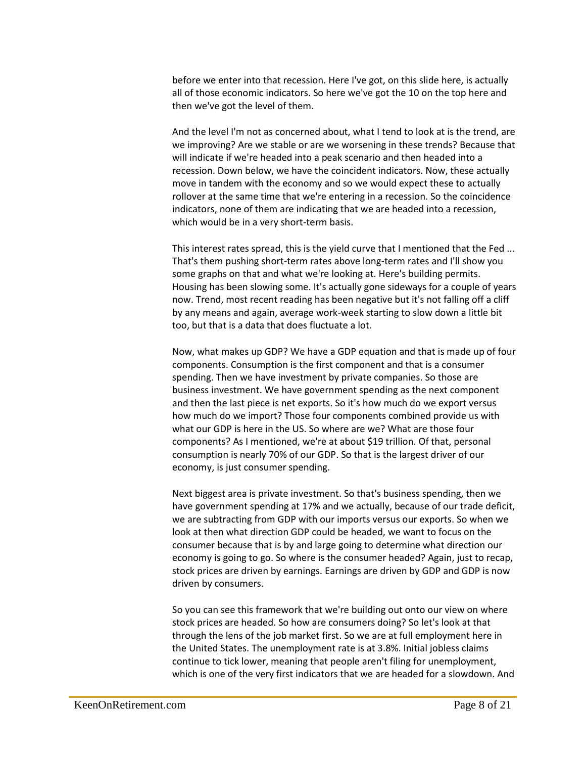before we enter into that recession. Here I've got, on this slide here, is actually all of those economic indicators. So here we've got the 10 on the top here and then we've got the level of them.

And the level I'm not as concerned about, what I tend to look at is the trend, are we improving? Are we stable or are we worsening in these trends? Because that will indicate if we're headed into a peak scenario and then headed into a recession. Down below, we have the coincident indicators. Now, these actually move in tandem with the economy and so we would expect these to actually rollover at the same time that we're entering in a recession. So the coincidence indicators, none of them are indicating that we are headed into a recession, which would be in a very short-term basis.

This interest rates spread, this is the yield curve that I mentioned that the Fed ... That's them pushing short-term rates above long-term rates and I'll show you some graphs on that and what we're looking at. Here's building permits. Housing has been slowing some. It's actually gone sideways for a couple of years now. Trend, most recent reading has been negative but it's not falling off a cliff by any means and again, average work-week starting to slow down a little bit too, but that is a data that does fluctuate a lot.

Now, what makes up GDP? We have a GDP equation and that is made up of four components. Consumption is the first component and that is a consumer spending. Then we have investment by private companies. So those are business investment. We have government spending as the next component and then the last piece is net exports. So it's how much do we export versus how much do we import? Those four components combined provide us with what our GDP is here in the US. So where are we? What are those four components? As I mentioned, we're at about $19 trillion. Of that, personal consumption is nearly 70% of our GDP. So that is the largest driver of our economy, is just consumer spending.

Next biggest area is private investment. So that's business spending, then we have government spending at 17% and we actually, because of our trade deficit, we are subtracting from GDP with our imports versus our exports. So when we look at then what direction GDP could be headed, we want to focus on the consumer because that is by and large going to determine what direction our economy is going to go. So where is the consumer headed? Again, just to recap, stock prices are driven by earnings. Earnings are driven by GDP and GDP is now driven by consumers.

So you can see this framework that we're building out onto our view on where stock prices are headed. So how are consumers doing? So let's look at that through the lens of the job market first. So we are at full employment here in the United States. The unemployment rate is at 3.8%. Initial jobless claims continue to tick lower, meaning that people aren't filing for unemployment, which is one of the very first indicators that we are headed for a slowdown. And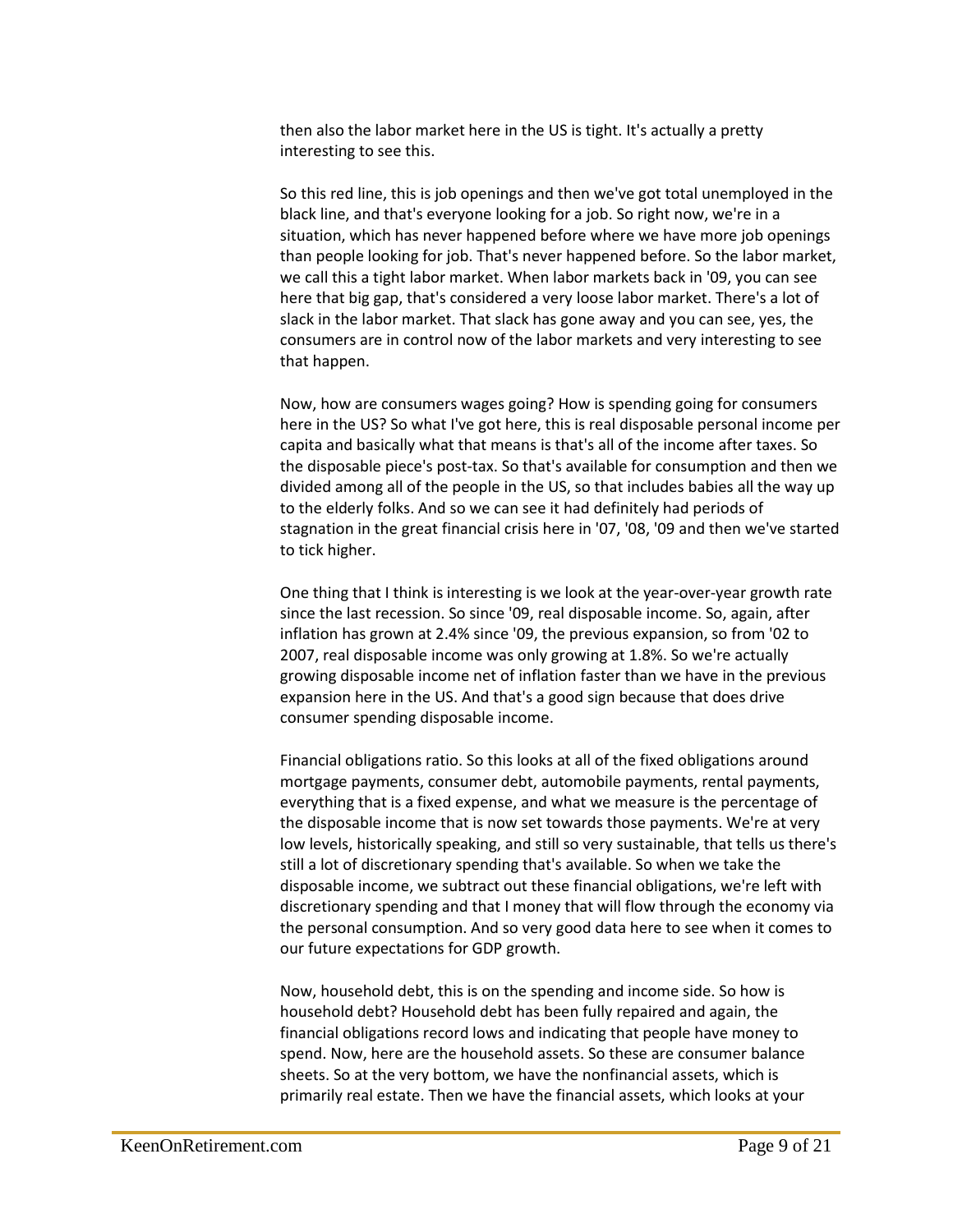then also the labor market here in the US is tight. It's actually a pretty interesting to see this.

So this red line, this is job openings and then we've got total unemployed in the black line, and that's everyone looking for a job. So right now, we're in a situation, which has never happened before where we have more job openings than people looking for job. That's never happened before. So the labor market, we call this a tight labor market. When labor markets back in '09, you can see here that big gap, that's considered a very loose labor market. There's a lot of slack in the labor market. That slack has gone away and you can see, yes, the consumers are in control now of the labor markets and very interesting to see that happen.

Now, how are consumers wages going? How is spending going for consumers here in the US? So what I've got here, this is real disposable personal income per capita and basically what that means is that's all of the income after taxes. So the disposable piece's post-tax. So that's available for consumption and then we divided among all of the people in the US, so that includes babies all the way up to the elderly folks. And so we can see it had definitely had periods of stagnation in the great financial crisis here in '07, '08, '09 and then we've started to tick higher.

One thing that I think is interesting is we look at the year-over-year growth rate since the last recession. So since '09, real disposable income. So, again, after inflation has grown at 2.4% since '09, the previous expansion, so from '02 to 2007, real disposable income was only growing at 1.8%. So we're actually growing disposable income net of inflation faster than we have in the previous expansion here in the US. And that's a good sign because that does drive consumer spending disposable income.

Financial obligations ratio. So this looks at all of the fixed obligations around mortgage payments, consumer debt, automobile payments, rental payments, everything that is a fixed expense, and what we measure is the percentage of the disposable income that is now set towards those payments. We're at very low levels, historically speaking, and still so very sustainable, that tells us there's still a lot of discretionary spending that's available. So when we take the disposable income, we subtract out these financial obligations, we're left with discretionary spending and that I money that will flow through the economy via the personal consumption. And so very good data here to see when it comes to our future expectations for GDP growth.

Now, household debt, this is on the spending and income side. So how is household debt? Household debt has been fully repaired and again, the financial obligations record lows and indicating that people have money to spend. Now, here are the household assets. So these are consumer balance sheets. So at the very bottom, we have the nonfinancial assets, which is primarily real estate. Then we have the financial assets, which looks at your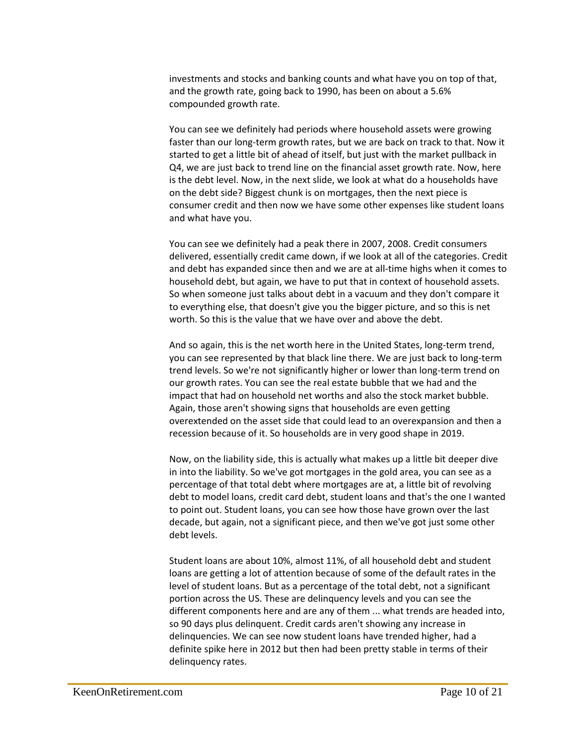investments and stocks and banking counts and what have you on top of that, and the growth rate, going back to 1990, has been on about a 5.6% compounded growth rate.

You can see we definitely had periods where household assets were growing faster than our long-term growth rates, but we are back on track to that. Now it started to get a little bit of ahead of itself, but just with the market pullback in Q4, we are just back to trend line on the financial asset growth rate. Now, here is the debt level. Now, in the next slide, we look at what do a households have on the debt side? Biggest chunk is on mortgages, then the next piece is consumer credit and then now we have some other expenses like student loans and what have you.

You can see we definitely had a peak there in 2007, 2008. Credit consumers delivered, essentially credit came down, if we look at all of the categories. Credit and debt has expanded since then and we are at all-time highs when it comes to household debt, but again, we have to put that in context of household assets. So when someone just talks about debt in a vacuum and they don't compare it to everything else, that doesn't give you the bigger picture, and so this is net worth. So this is the value that we have over and above the debt.

And so again, this is the net worth here in the United States, long-term trend, you can see represented by that black line there. We are just back to long-term trend levels. So we're not significantly higher or lower than long-term trend on our growth rates. You can see the real estate bubble that we had and the impact that had on household net worths and also the stock market bubble. Again, those aren't showing signs that households are even getting overextended on the asset side that could lead to an overexpansion and then a recession because of it. So households are in very good shape in 2019.

Now, on the liability side, this is actually what makes up a little bit deeper dive in into the liability. So we've got mortgages in the gold area, you can see as a percentage of that total debt where mortgages are at, a little bit of revolving debt to model loans, credit card debt, student loans and that's the one I wanted to point out. Student loans, you can see how those have grown over the last decade, but again, not a significant piece, and then we've got just some other debt levels.

Student loans are about 10%, almost 11%, of all household debt and student loans are getting a lot of attention because of some of the default rates in the level of student loans. But as a percentage of the total debt, not a significant portion across the US. These are delinquency levels and you can see the different components here and are any of them ... what trends are headed into, so 90 days plus delinquent. Credit cards aren't showing any increase in delinquencies. We can see now student loans have trended higher, had a definite spike here in 2012 but then had been pretty stable in terms of their delinquency rates.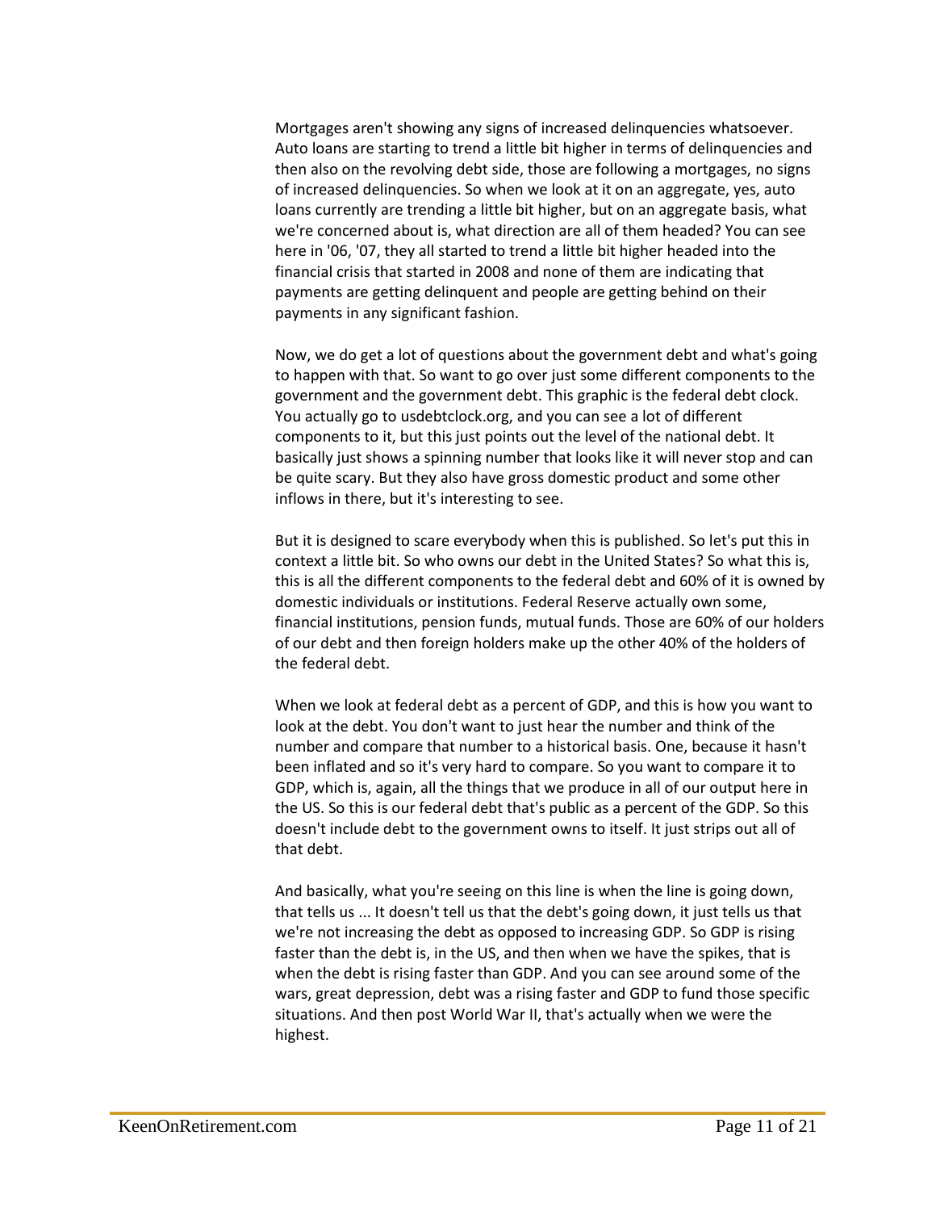Mortgages aren't showing any signs of increased delinquencies whatsoever. Auto loans are starting to trend a little bit higher in terms of delinquencies and then also on the revolving debt side, those are following a mortgages, no signs of increased delinquencies. So when we look at it on an aggregate, yes, auto loans currently are trending a little bit higher, but on an aggregate basis, what we're concerned about is, what direction are all of them headed? You can see here in '06, '07, they all started to trend a little bit higher headed into the financial crisis that started in 2008 and none of them are indicating that payments are getting delinquent and people are getting behind on their payments in any significant fashion.

Now, we do get a lot of questions about the government debt and what's going to happen with that. So want to go over just some different components to the government and the government debt. This graphic is the federal debt clock. You actually go to usdebtclock.org, and you can see a lot of different components to it, but this just points out the level of the national debt. It basically just shows a spinning number that looks like it will never stop and can be quite scary. But they also have gross domestic product and some other inflows in there, but it's interesting to see.

But it is designed to scare everybody when this is published. So let's put this in context a little bit. So who owns our debt in the United States? So what this is, this is all the different components to the federal debt and 60% of it is owned by domestic individuals or institutions. Federal Reserve actually own some, financial institutions, pension funds, mutual funds. Those are 60% of our holders of our debt and then foreign holders make up the other 40% of the holders of the federal debt.

When we look at federal debt as a percent of GDP, and this is how you want to look at the debt. You don't want to just hear the number and think of the number and compare that number to a historical basis. One, because it hasn't been inflated and so it's very hard to compare. So you want to compare it to GDP, which is, again, all the things that we produce in all of our output here in the US. So this is our federal debt that's public as a percent of the GDP. So this doesn't include debt to the government owns to itself. It just strips out all of that debt.

And basically, what you're seeing on this line is when the line is going down, that tells us ... It doesn't tell us that the debt's going down, it just tells us that we're not increasing the debt as opposed to increasing GDP. So GDP is rising faster than the debt is, in the US, and then when we have the spikes, that is when the debt is rising faster than GDP. And you can see around some of the wars, great depression, debt was a rising faster and GDP to fund those specific situations. And then post World War II, that's actually when we were the highest.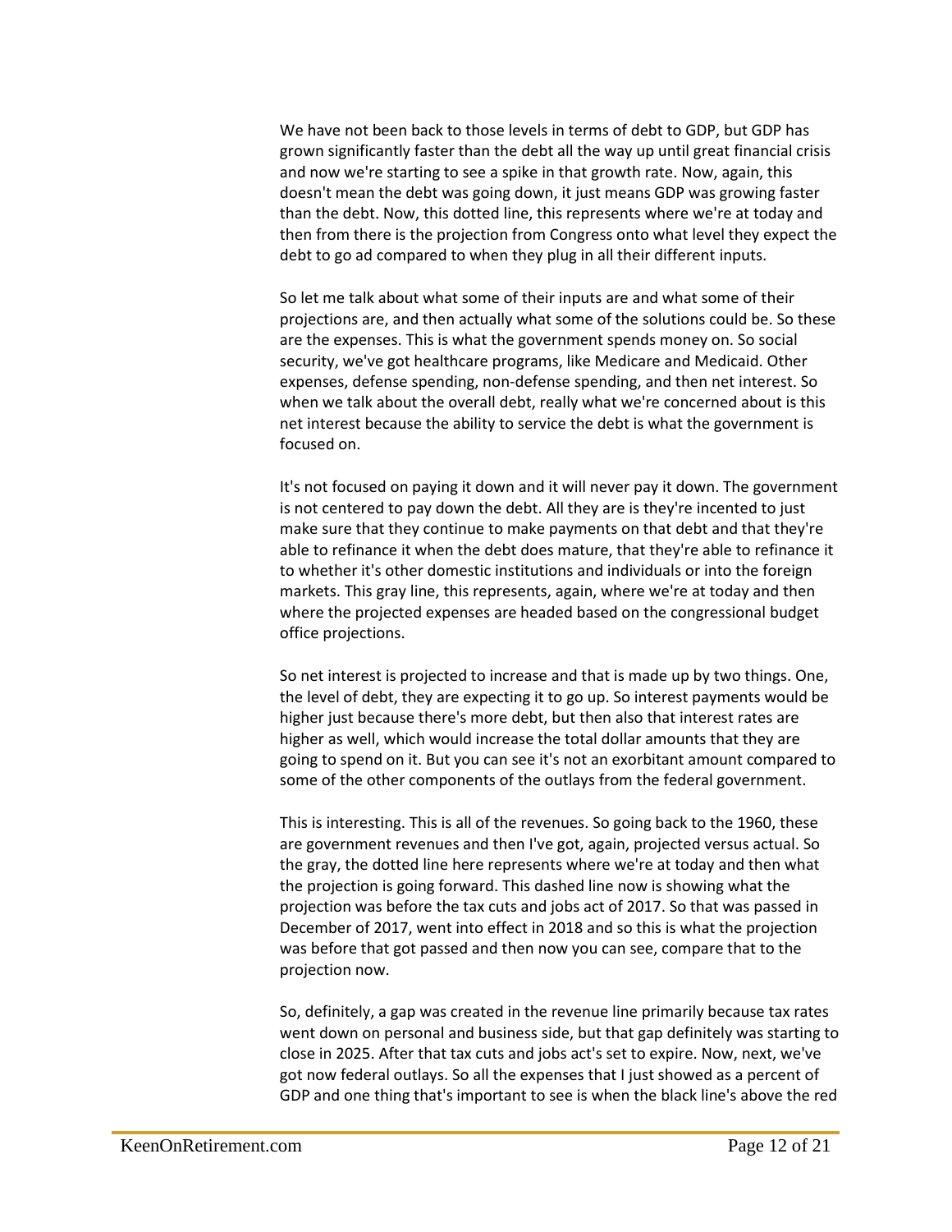We have not been back to those levels in terms of debt to GDP, but GDP has grown significantly faster than the debt all the way up until great financial crisis and now we're starting to see a spike in that growth rate. Now, again, this doesn't mean the debt was going down, it just means GDP was growing faster than the debt. Now, this dotted line, this represents where we're at today and then from there is the projection from Congress onto what level they expect the debt to go ad compared to when they plug in all their different inputs.

So let me talk about what some of their inputs are and what some of their projections are, and then actually what some of the solutions could be. So these are the expenses. This is what the government spends money on. So social security, we've got healthcare programs, like Medicare and Medicaid. Other expenses, defense spending, non-defense spending, and then net interest. So when we talk about the overall debt, really what we're concerned about is this net interest because the ability to service the debt is what the government is focused on.

It's not focused on paying it down and it will never pay it down. The government is not centered to pay down the debt. All they are is they're incented to just make sure that they continue to make payments on that debt and that they're able to refinance it when the debt does mature, that they're able to refinance it to whether it's other domestic institutions and individuals or into the foreign markets. This gray line, this represents, again, where we're at today and then where the projected expenses are headed based on the congressional budget office projections.

So net interest is projected to increase and that is made up by two things. One, the level of debt, they are expecting it to go up. So interest payments would be higher just because there's more debt, but then also that interest rates are higher as well, which would increase the total dollar amounts that they are going to spend on it. But you can see it's not an exorbitant amount compared to some of the other components of the outlays from the federal government.

This is interesting. This is all of the revenues. So going back to the 1960, these are government revenues and then I've got, again, projected versus actual. So the gray, the dotted line here represents where we're at today and then what the projection is going forward. This dashed line now is showing what the projection was before the tax cuts and jobs act of 2017. So that was passed in December of 2017, went into effect in 2018 and so this is what the projection was before that got passed and then now you can see, compare that to the projection now.

So, definitely, a gap was created in the revenue line primarily because tax rates went down on personal and business side, but that gap definitely was starting to close in 2025. After that tax cuts and jobs act's set to expire. Now, next, we've got now federal outlays. So all the expenses that I just showed as a percent of GDP and one thing that's important to see is when the black line's above the red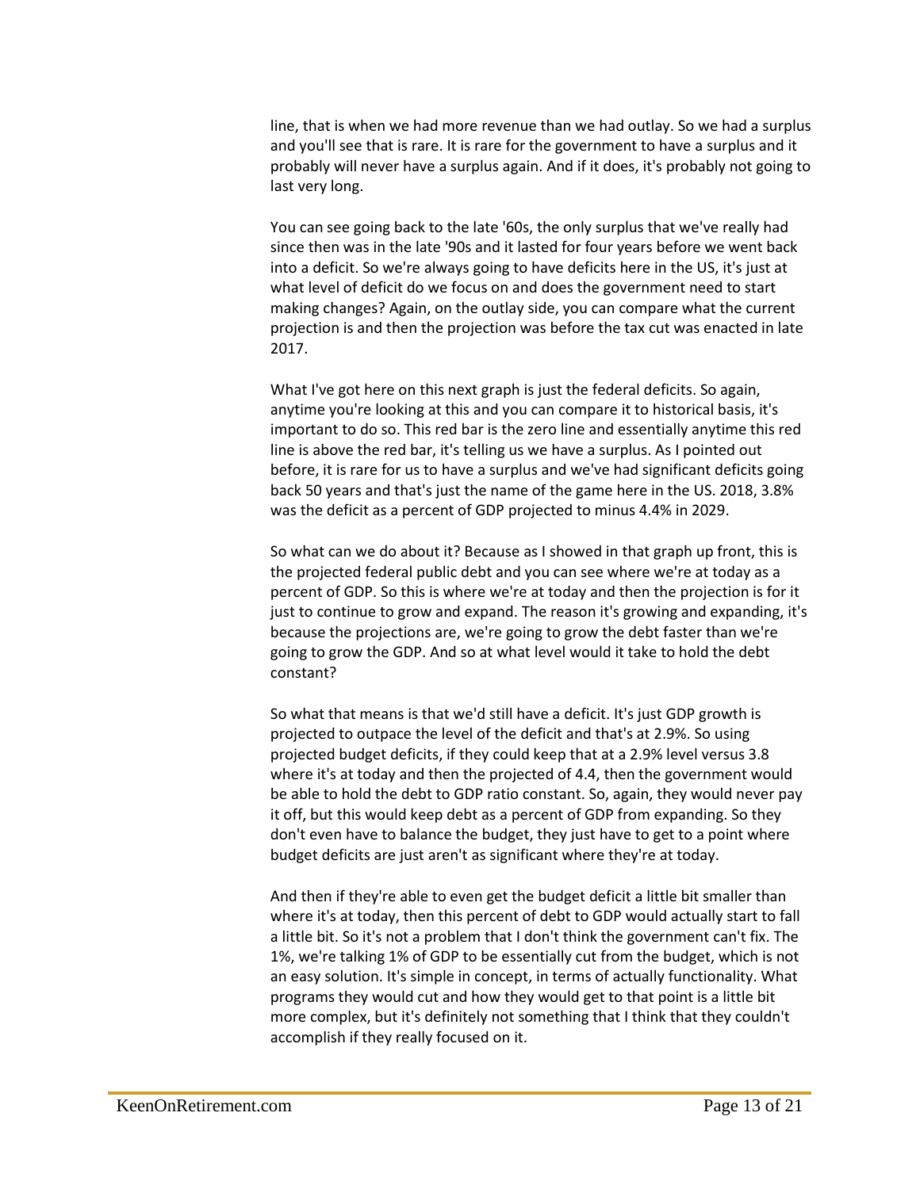line, that is when we had more revenue than we had outlay. So we had a surplus and you'll see that is rare. It is rare for the government to have a surplus and it probably will never have a surplus again. And if it does, it's probably not going to last very long.

You can see going back to the late '60s, the only surplus that we've really had since then was in the late '90s and it lasted for four years before we went back into a deficit. So we're always going to have deficits here in the US, it's just at what level of deficit do we focus on and does the government need to start making changes? Again, on the outlay side, you can compare what the current projection is and then the projection was before the tax cut was enacted in late 2017.

What I've got here on this next graph is just the federal deficits. So again, anytime you're looking at this and you can compare it to historical basis, it's important to do so. This red bar is the zero line and essentially anytime this red line is above the red bar, it's telling us we have a surplus. As I pointed out before, it is rare for us to have a surplus and we've had significant deficits going back 50 years and that's just the name of the game here in the US. 2018, 3.8% was the deficit as a percent of GDP projected to minus 4.4% in 2029.

So what can we do about it? Because as I showed in that graph up front, this is the projected federal public debt and you can see where we're at today as a percent of GDP. So this is where we're at today and then the projection is for it just to continue to grow and expand. The reason it's growing and expanding, it's because the projections are, we're going to grow the debt faster than we're going to grow the GDP. And so at what level would it take to hold the debt constant?

So what that means is that we'd still have a deficit. It's just GDP growth is projected to outpace the level of the deficit and that's at 2.9%. So using projected budget deficits, if they could keep that at a 2.9% level versus 3.8 where it's at today and then the projected of 4.4, then the government would be able to hold the debt to GDP ratio constant. So, again, they would never pay it off, but this would keep debt as a percent of GDP from expanding. So they don't even have to balance the budget, they just have to get to a point where budget deficits are just aren't as significant where they're at today.

And then if they're able to even get the budget deficit a little bit smaller than where it's at today, then this percent of debt to GDP would actually start to fall a little bit. So it's not a problem that I don't think the government can't fix. The 1%, we're talking 1% of GDP to be essentially cut from the budget, which is not an easy solution. It's simple in concept, in terms of actually functionality. What programs they would cut and how they would get to that point is a little bit more complex, but it's definitely not something that I think that they couldn't accomplish if they really focused on it.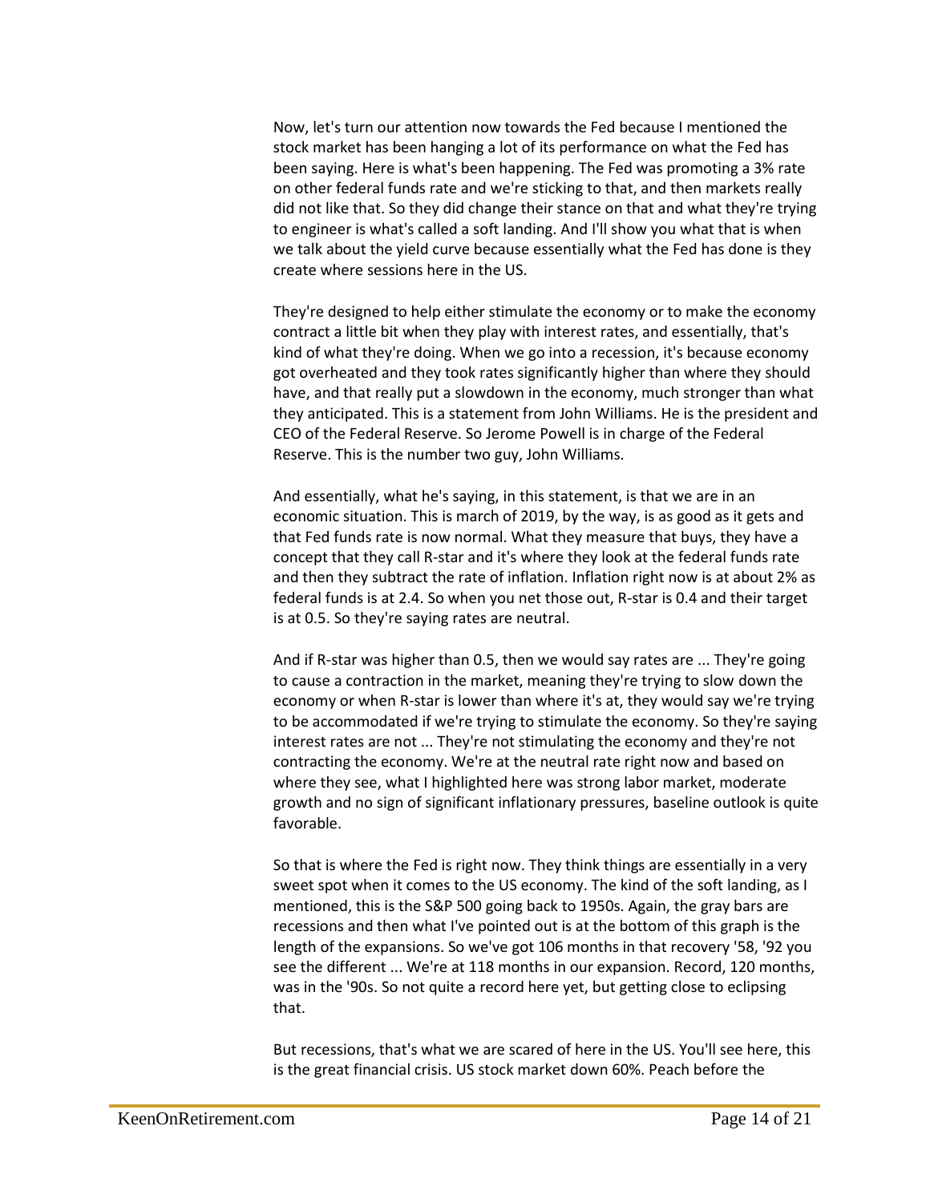Now, let's turn our attention now towards the Fed because I mentioned the stock market has been hanging a lot of its performance on what the Fed has been saying. Here is what's been happening. The Fed was promoting a 3% rate on other federal funds rate and we're sticking to that, and then markets really did not like that. So they did change their stance on that and what they're trying to engineer is what's called a soft landing. And I'll show you what that is when we talk about the yield curve because essentially what the Fed has done is they create where sessions here in the US.

They're designed to help either stimulate the economy or to make the economy contract a little bit when they play with interest rates, and essentially, that's kind of what they're doing. When we go into a recession, it's because economy got overheated and they took rates significantly higher than where they should have, and that really put a slowdown in the economy, much stronger than what they anticipated. This is a statement from John Williams. He is the president and CEO of the Federal Reserve. So Jerome Powell is in charge of the Federal Reserve. This is the number two guy, John Williams.

And essentially, what he's saying, in this statement, is that we are in an economic situation. This is march of 2019, by the way, is as good as it gets and that Fed funds rate is now normal. What they measure that buys, they have a concept that they call R-star and it's where they look at the federal funds rate and then they subtract the rate of inflation. Inflation right now is at about 2% as federal funds is at 2.4. So when you net those out, R-star is 0.4 and their target is at 0.5. So they're saying rates are neutral.

And if R-star was higher than 0.5, then we would say rates are ... They're going to cause a contraction in the market, meaning they're trying to slow down the economy or when R-star is lower than where it's at, they would say we're trying to be accommodated if we're trying to stimulate the economy. So they're saying interest rates are not ... They're not stimulating the economy and they're not contracting the economy. We're at the neutral rate right now and based on where they see, what I highlighted here was strong labor market, moderate growth and no sign of significant inflationary pressures, baseline outlook is quite favorable.

So that is where the Fed is right now. They think things are essentially in a very sweet spot when it comes to the US economy. The kind of the soft landing, as I mentioned, this is the S&P 500 going back to 1950s. Again, the gray bars are recessions and then what I've pointed out is at the bottom of this graph is the length of the expansions. So we've got 106 months in that recovery '58, '92 you see the different ... We're at 118 months in our expansion. Record, 120 months, was in the '90s. So not quite a record here yet, but getting close to eclipsing that.

But recessions, that's what we are scared of here in the US. You'll see here, this is the great financial crisis. US stock market down 60%. Peach before the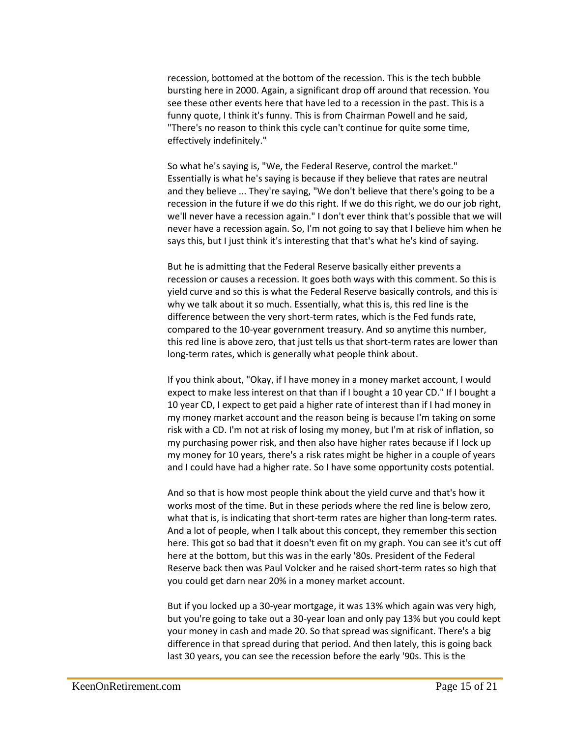recession, bottomed at the bottom of the recession. This is the tech bubble bursting here in 2000. Again, a significant drop off around that recession. You see these other events here that have led to a recession in the past. This is a funny quote, I think it's funny. This is from Chairman Powell and he said, "There's no reason to think this cycle can't continue for quite some time, effectively indefinitely."

So what he's saying is, "We, the Federal Reserve, control the market." Essentially is what he's saying is because if they believe that rates are neutral and they believe ... They're saying, "We don't believe that there's going to be a recession in the future if we do this right. If we do this right, we do our job right, we'll never have a recession again." I don't ever think that's possible that we will never have a recession again. So, I'm not going to say that I believe him when he says this, but I just think it's interesting that that's what he's kind of saying.

But he is admitting that the Federal Reserve basically either prevents a recession or causes a recession. It goes both ways with this comment. So this is yield curve and so this is what the Federal Reserve basically controls, and this is why we talk about it so much. Essentially, what this is, this red line is the difference between the very short-term rates, which is the Fed funds rate, compared to the 10-year government treasury. And so anytime this number, this red line is above zero, that just tells us that short-term rates are lower than long-term rates, which is generally what people think about.

If you think about, "Okay, if I have money in a money market account, I would expect to make less interest on that than if I bought a 10 year CD." If I bought a 10 year CD, I expect to get paid a higher rate of interest than if I had money in my money market account and the reason being is because I'm taking on some risk with a CD. I'm not at risk of losing my money, but I'm at risk of inflation, so my purchasing power risk, and then also have higher rates because if I lock up my money for 10 years, there's a risk rates might be higher in a couple of years and I could have had a higher rate. So I have some opportunity costs potential.

And so that is how most people think about the yield curve and that's how it works most of the time. But in these periods where the red line is below zero, what that is, is indicating that short-term rates are higher than long-term rates. And a lot of people, when I talk about this concept, they remember this section here. This got so bad that it doesn't even fit on my graph. You can see it's cut off here at the bottom, but this was in the early '80s. President of the Federal Reserve back then was Paul Volcker and he raised short-term rates so high that you could get darn near 20% in a money market account.

But if you locked up a 30-year mortgage, it was 13% which again was very high, but you're going to take out a 30-year loan and only pay 13% but you could kept your money in cash and made 20. So that spread was significant. There's a big difference in that spread during that period. And then lately, this is going back last 30 years, you can see the recession before the early '90s. This is the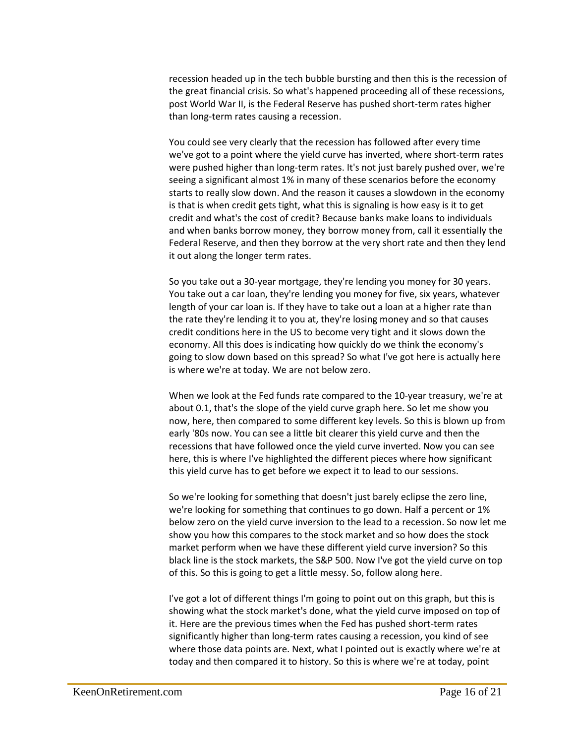recession headed up in the tech bubble bursting and then this is the recession of the great financial crisis. So what's happened proceeding all of these recessions, post World War II, is the Federal Reserve has pushed short-term rates higher than long-term rates causing a recession.

You could see very clearly that the recession has followed after every time we've got to a point where the yield curve has inverted, where short-term rates were pushed higher than long-term rates. It's not just barely pushed over, we're seeing a significant almost 1% in many of these scenarios before the economy starts to really slow down. And the reason it causes a slowdown in the economy is that is when credit gets tight, what this is signaling is how easy is it to get credit and what's the cost of credit? Because banks make loans to individuals and when banks borrow money, they borrow money from, call it essentially the Federal Reserve, and then they borrow at the very short rate and then they lend it out along the longer term rates.

So you take out a 30-year mortgage, they're lending you money for 30 years. You take out a car loan, they're lending you money for five, six years, whatever length of your car loan is. If they have to take out a loan at a higher rate than the rate they're lending it to you at, they're losing money and so that causes credit conditions here in the US to become very tight and it slows down the economy. All this does is indicating how quickly do we think the economy's going to slow down based on this spread? So what I've got here is actually here is where we're at today. We are not below zero.

When we look at the Fed funds rate compared to the 10-year treasury, we're at about 0.1, that's the slope of the yield curve graph here. So let me show you now, here, then compared to some different key levels. So this is blown up from early '80s now. You can see a little bit clearer this yield curve and then the recessions that have followed once the yield curve inverted. Now you can see here, this is where I've highlighted the different pieces where how significant this yield curve has to get before we expect it to lead to our sessions.

So we're looking for something that doesn't just barely eclipse the zero line, we're looking for something that continues to go down. Half a percent or 1% below zero on the yield curve inversion to the lead to a recession. So now let me show you how this compares to the stock market and so how does the stock market perform when we have these different yield curve inversion? So this black line is the stock markets, the S&P 500. Now I've got the yield curve on top of this. So this is going to get a little messy. So, follow along here.

I've got a lot of different things I'm going to point out on this graph, but this is showing what the stock market's done, what the yield curve imposed on top of it. Here are the previous times when the Fed has pushed short-term rates significantly higher than long-term rates causing a recession, you kind of see where those data points are. Next, what I pointed out is exactly where we're at today and then compared it to history. So this is where we're at today, point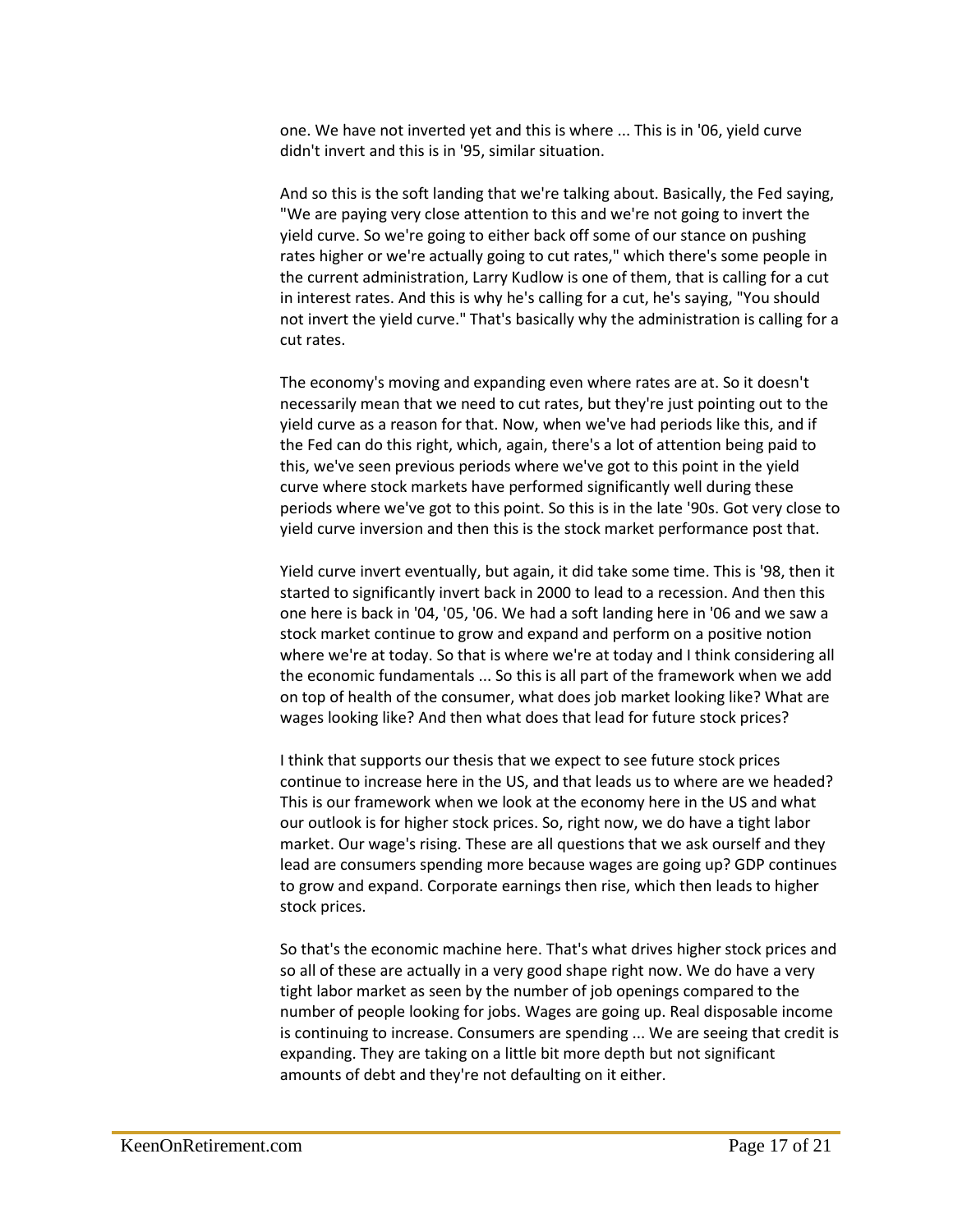one. We have not inverted yet and this is where ... This is in '06, yield curve didn't invert and this is in '95, similar situation.

And so this is the soft landing that we're talking about. Basically, the Fed saying, "We are paying very close attention to this and we're not going to invert the yield curve. So we're going to either back off some of our stance on pushing rates higher or we're actually going to cut rates," which there's some people in the current administration, Larry Kudlow is one of them, that is calling for a cut in interest rates. And this is why he's calling for a cut, he's saying, "You should not invert the yield curve." That's basically why the administration is calling for a cut rates.

The economy's moving and expanding even where rates are at. So it doesn't necessarily mean that we need to cut rates, but they're just pointing out to the yield curve as a reason for that. Now, when we've had periods like this, and if the Fed can do this right, which, again, there's a lot of attention being paid to this, we've seen previous periods where we've got to this point in the yield curve where stock markets have performed significantly well during these periods where we've got to this point. So this is in the late '90s. Got very close to yield curve inversion and then this is the stock market performance post that.

Yield curve invert eventually, but again, it did take some time. This is '98, then it started to significantly invert back in 2000 to lead to a recession. And then this one here is back in '04, '05, '06. We had a soft landing here in '06 and we saw a stock market continue to grow and expand and perform on a positive notion where we're at today. So that is where we're at today and I think considering all the economic fundamentals ... So this is all part of the framework when we add on top of health of the consumer, what does job market looking like? What are wages looking like? And then what does that lead for future stock prices?

I think that supports our thesis that we expect to see future stock prices continue to increase here in the US, and that leads us to where are we headed? This is our framework when we look at the economy here in the US and what our outlook is for higher stock prices. So, right now, we do have a tight labor market. Our wage's rising. These are all questions that we ask ourself and they lead are consumers spending more because wages are going up? GDP continues to grow and expand. Corporate earnings then rise, which then leads to higher stock prices.

So that's the economic machine here. That's what drives higher stock prices and so all of these are actually in a very good shape right now. We do have a very tight labor market as seen by the number of job openings compared to the number of people looking for jobs. Wages are going up. Real disposable income is continuing to increase. Consumers are spending ... We are seeing that credit is expanding. They are taking on a little bit more depth but not significant amounts of debt and they're not defaulting on it either.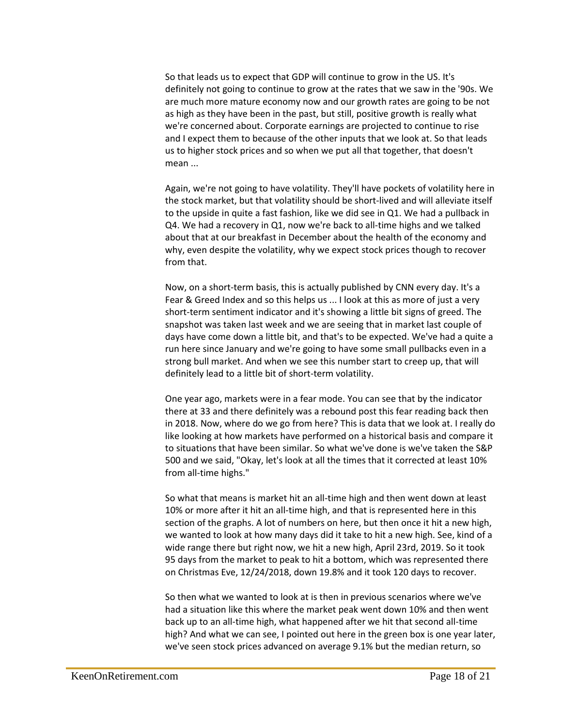So that leads us to expect that GDP will continue to grow in the US. It's definitely not going to continue to grow at the rates that we saw in the '90s. We are much more mature economy now and our growth rates are going to be not as high as they have been in the past, but still, positive growth is really what we're concerned about. Corporate earnings are projected to continue to rise and I expect them to because of the other inputs that we look at. So that leads us to higher stock prices and so when we put all that together, that doesn't mean ...

Again, we're not going to have volatility. They'll have pockets of volatility here in the stock market, but that volatility should be short-lived and will alleviate itself to the upside in quite a fast fashion, like we did see in Q1. We had a pullback in Q4. We had a recovery in Q1, now we're back to all-time highs and we talked about that at our breakfast in December about the health of the economy and why, even despite the volatility, why we expect stock prices though to recover from that.

Now, on a short-term basis, this is actually published by CNN every day. It's a Fear & Greed Index and so this helps us ... I look at this as more of just a very short-term sentiment indicator and it's showing a little bit signs of greed. The snapshot was taken last week and we are seeing that in market last couple of days have come down a little bit, and that's to be expected. We've had a quite a run here since January and we're going to have some small pullbacks even in a strong bull market. And when we see this number start to creep up, that will definitely lead to a little bit of short-term volatility.

One year ago, markets were in a fear mode. You can see that by the indicator there at 33 and there definitely was a rebound post this fear reading back then in 2018. Now, where do we go from here? This is data that we look at. I really do like looking at how markets have performed on a historical basis and compare it to situations that have been similar. So what we've done is we've taken the S&P 500 and we said, "Okay, let's look at all the times that it corrected at least 10% from all-time highs."

So what that means is market hit an all-time high and then went down at least 10% or more after it hit an all-time high, and that is represented here in this section of the graphs. A lot of numbers on here, but then once it hit a new high, we wanted to look at how many days did it take to hit a new high. See, kind of a wide range there but right now, we hit a new high, April 23rd, 2019. So it took 95 days from the market to peak to hit a bottom, which was represented there on Christmas Eve, 12/24/2018, down 19.8% and it took 120 days to recover.

So then what we wanted to look at is then in previous scenarios where we've had a situation like this where the market peak went down 10% and then went back up to an all-time high, what happened after we hit that second all-time high? And what we can see, I pointed out here in the green box is one year later, we've seen stock prices advanced on average 9.1% but the median return, so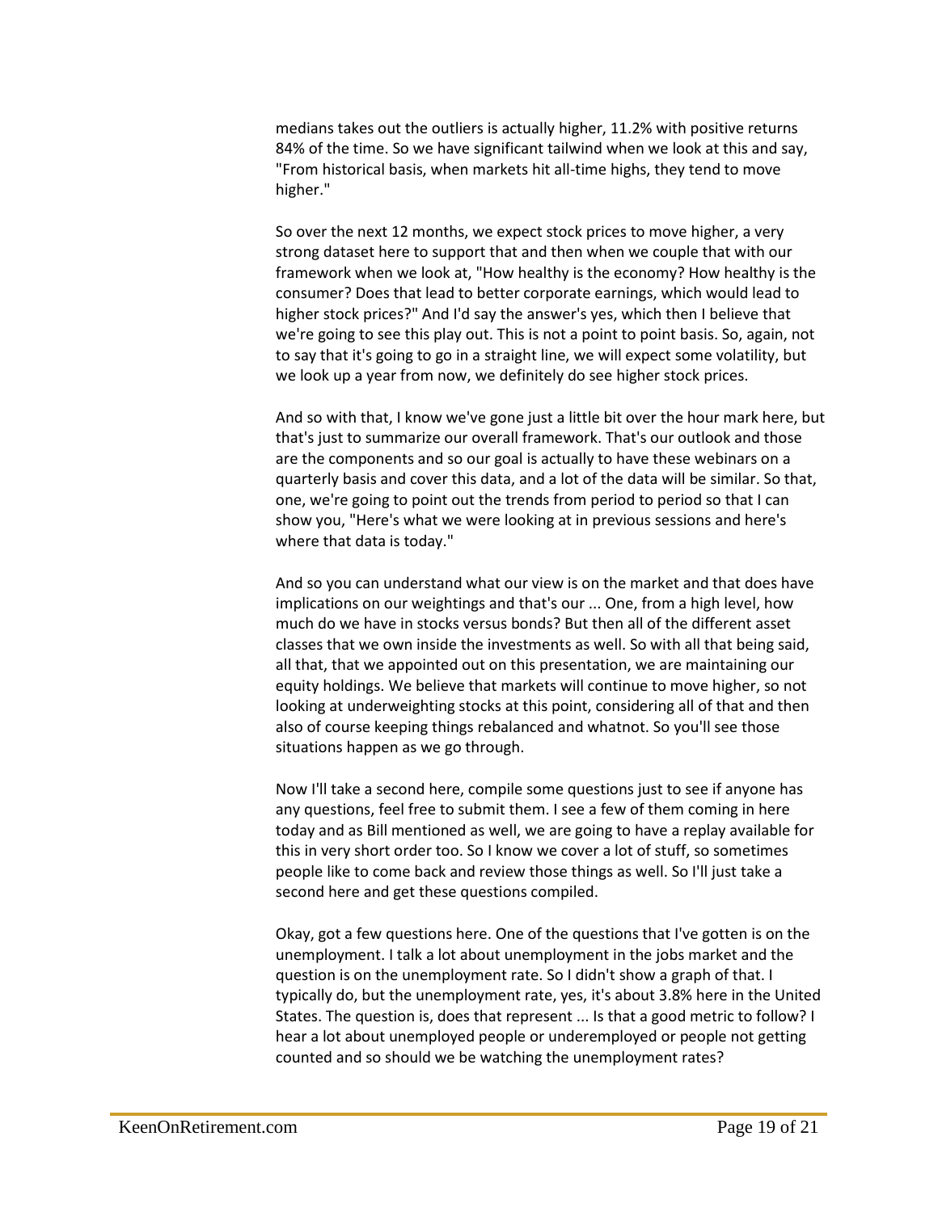medians takes out the outliers is actually higher, 11.2% with positive returns 84% of the time. So we have significant tailwind when we look at this and say, "From historical basis, when markets hit all-time highs, they tend to move higher."

So over the next 12 months, we expect stock prices to move higher, a very strong dataset here to support that and then when we couple that with our framework when we look at, "How healthy is the economy? How healthy is the consumer? Does that lead to better corporate earnings, which would lead to higher stock prices?" And I'd say the answer's yes, which then I believe that we're going to see this play out. This is not a point to point basis. So, again, not to say that it's going to go in a straight line, we will expect some volatility, but we look up a year from now, we definitely do see higher stock prices.

And so with that, I know we've gone just a little bit over the hour mark here, but that's just to summarize our overall framework. That's our outlook and those are the components and so our goal is actually to have these webinars on a quarterly basis and cover this data, and a lot of the data will be similar. So that, one, we're going to point out the trends from period to period so that I can show you, "Here's what we were looking at in previous sessions and here's where that data is today."

And so you can understand what our view is on the market and that does have implications on our weightings and that's our ... One, from a high level, how much do we have in stocks versus bonds? But then all of the different asset classes that we own inside the investments as well. So with all that being said, all that, that we appointed out on this presentation, we are maintaining our equity holdings. We believe that markets will continue to move higher, so not looking at underweighting stocks at this point, considering all of that and then also of course keeping things rebalanced and whatnot. So you'll see those situations happen as we go through.

Now I'll take a second here, compile some questions just to see if anyone has any questions, feel free to submit them. I see a few of them coming in here today and as Bill mentioned as well, we are going to have a replay available for this in very short order too. So I know we cover a lot of stuff, so sometimes people like to come back and review those things as well. So I'll just take a second here and get these questions compiled.

Okay, got a few questions here. One of the questions that I've gotten is on the unemployment. I talk a lot about unemployment in the jobs market and the question is on the unemployment rate. So I didn't show a graph of that. I typically do, but the unemployment rate, yes, it's about 3.8% here in the United States. The question is, does that represent ... Is that a good metric to follow? I hear a lot about unemployed people or underemployed or people not getting counted and so should we be watching the unemployment rates?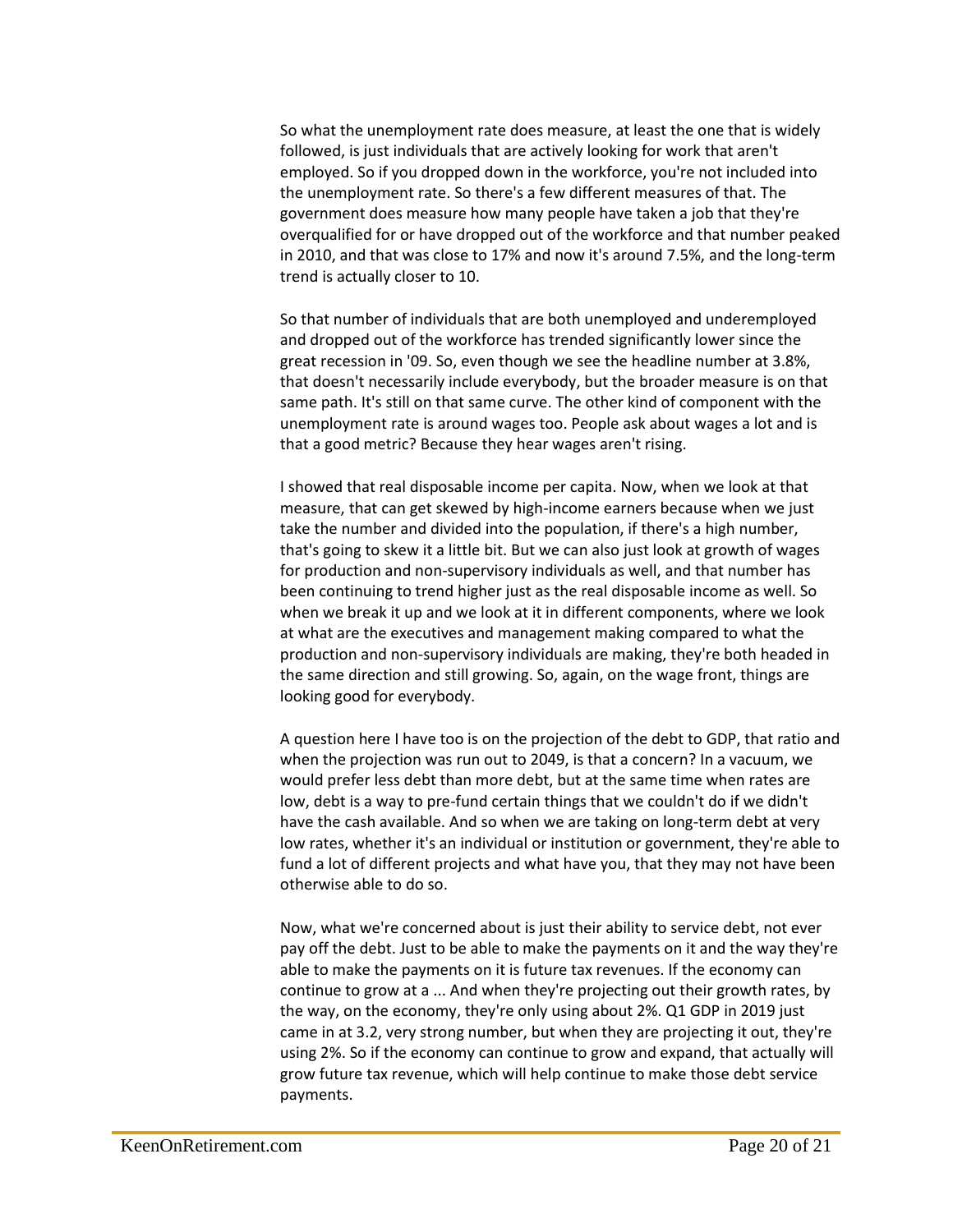So what the unemployment rate does measure, at least the one that is widely followed, is just individuals that are actively looking for work that aren't employed. So if you dropped down in the workforce, you're not included into the unemployment rate. So there's a few different measures of that. The government does measure how many people have taken a job that they're overqualified for or have dropped out of the workforce and that number peaked in 2010, and that was close to 17% and now it's around 7.5%, and the long-term trend is actually closer to 10.

So that number of individuals that are both unemployed and underemployed and dropped out of the workforce has trended significantly lower since the great recession in '09. So, even though we see the headline number at 3.8%, that doesn't necessarily include everybody, but the broader measure is on that same path. It's still on that same curve. The other kind of component with the unemployment rate is around wages too. People ask about wages a lot and is that a good metric? Because they hear wages aren't rising.

I showed that real disposable income per capita. Now, when we look at that measure, that can get skewed by high-income earners because when we just take the number and divided into the population, if there's a high number, that's going to skew it a little bit. But we can also just look at growth of wages for production and non-supervisory individuals as well, and that number has been continuing to trend higher just as the real disposable income as well. So when we break it up and we look at it in different components, where we look at what are the executives and management making compared to what the production and non-supervisory individuals are making, they're both headed in the same direction and still growing. So, again, on the wage front, things are looking good for everybody.

A question here I have too is on the projection of the debt to GDP, that ratio and when the projection was run out to 2049, is that a concern? In a vacuum, we would prefer less debt than more debt, but at the same time when rates are low, debt is a way to pre-fund certain things that we couldn't do if we didn't have the cash available. And so when we are taking on long-term debt at very low rates, whether it's an individual or institution or government, they're able to fund a lot of different projects and what have you, that they may not have been otherwise able to do so.

Now, what we're concerned about is just their ability to service debt, not ever pay off the debt. Just to be able to make the payments on it and the way they're able to make the payments on it is future tax revenues. If the economy can continue to grow at a ... And when they're projecting out their growth rates, by the way, on the economy, they're only using about 2%. Q1 GDP in 2019 just came in at 3.2, very strong number, but when they are projecting it out, they're using 2%. So if the economy can continue to grow and expand, that actually will grow future tax revenue, which will help continue to make those debt service payments.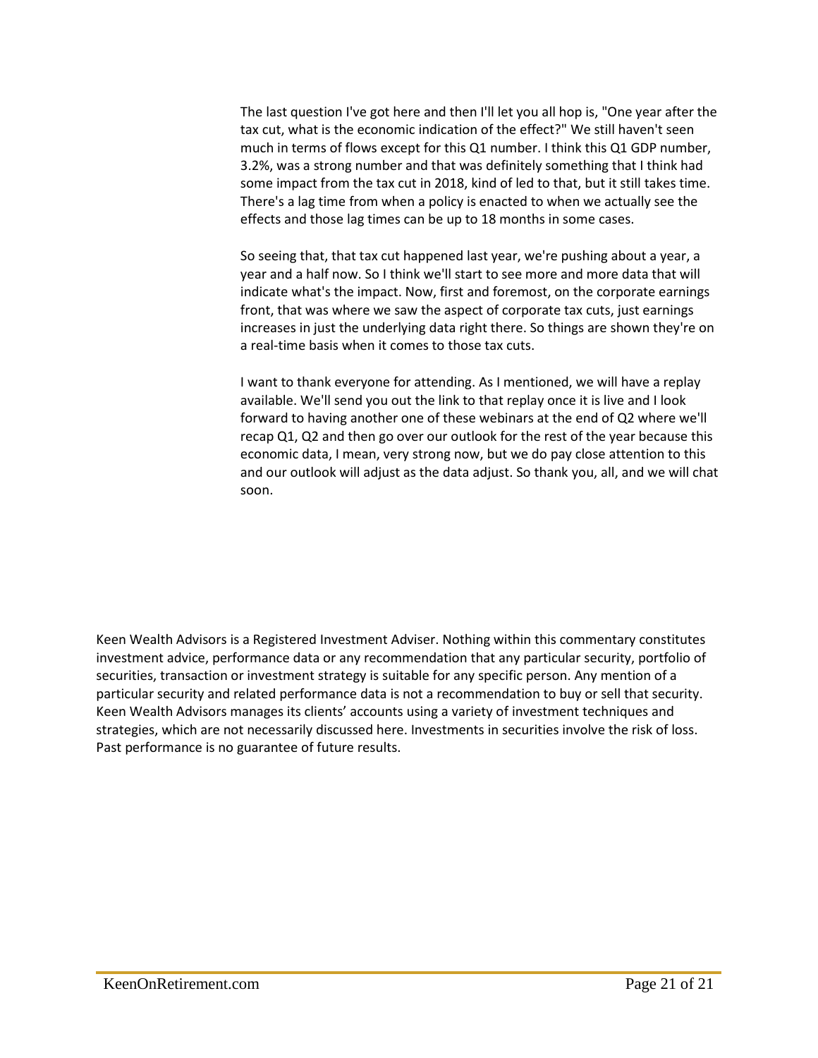The last question I've got here and then I'll let you all hop is, "One year after the tax cut, what is the economic indication of the effect?" We still haven't seen much in terms of flows except for this Q1 number. I think this Q1 GDP number, 3.2%, was a strong number and that was definitely something that I think had some impact from the tax cut in 2018, kind of led to that, but it still takes time. There's a lag time from when a policy is enacted to when we actually see the effects and those lag times can be up to 18 months in some cases.

So seeing that, that tax cut happened last year, we're pushing about a year, a year and a half now. So I think we'll start to see more and more data that will indicate what's the impact. Now, first and foremost, on the corporate earnings front, that was where we saw the aspect of corporate tax cuts, just earnings increases in just the underlying data right there. So things are shown they're on a real-time basis when it comes to those tax cuts.

I want to thank everyone for attending. As I mentioned, we will have a replay available. We'll send you out the link to that replay once it is live and I look forward to having another one of these webinars at the end of Q2 where we'll recap Q1, Q2 and then go over our outlook for the rest of the year because this economic data, I mean, very strong now, but we do pay close attention to this and our outlook will adjust as the data adjust. So thank you, all, and we will chat soon.

Keen Wealth Advisors is a Registered Investment Adviser. Nothing within this commentary constitutes investment advice, performance data or any recommendation that any particular security, portfolio of securities, transaction or investment strategy is suitable for any specific person. Any mention of a particular security and related performance data is not a recommendation to buy or sell that security. Keen Wealth Advisors manages its clients' accounts using a variety of investment techniques and strategies, which are not necessarily discussed here. Investments in securities involve the risk of loss. Past performance is no guarantee of future results.